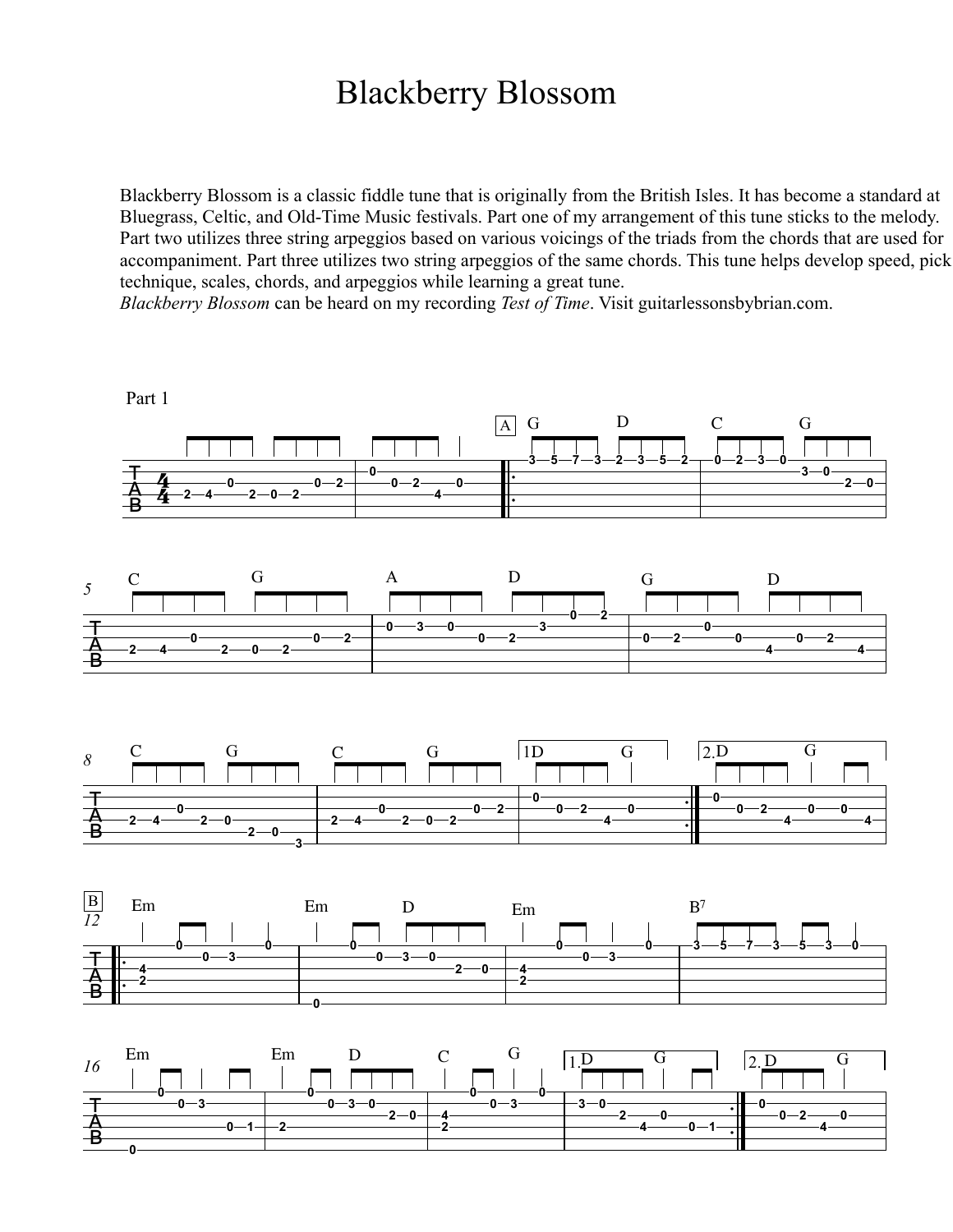# Blackberry Blossom

Blackberry Blossom is a classic fiddle tune that is originally from the British Isles. It has become a standard at Bluegrass, Celtic, and Old-Time Music festivals. Part one of my arrangement of this tune sticks to the melody. Part two utilizes three string arpeggios based on various voicings of the triads from the chords that are used for accompaniment. Part three utilizes two string arpeggios of the same chords. This tune helps develop speed, pick technique, scales, chords, and arpeggios while learning a great tune.

*Blackberry Blossom* can be heard on my recording *Test of Time*. Visit guitarlessonsbybrian.com.

Part 1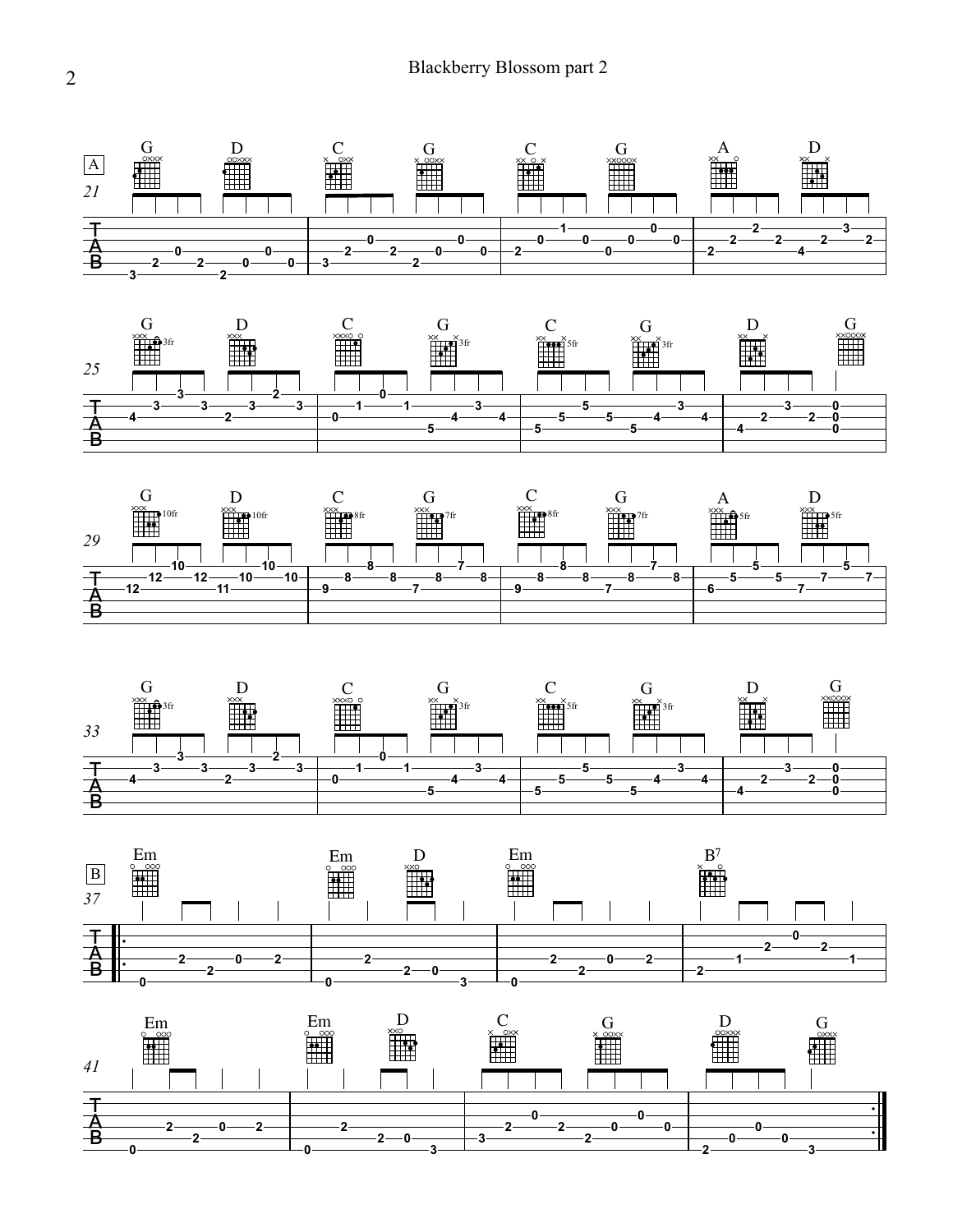# Blackberry Blossom part 2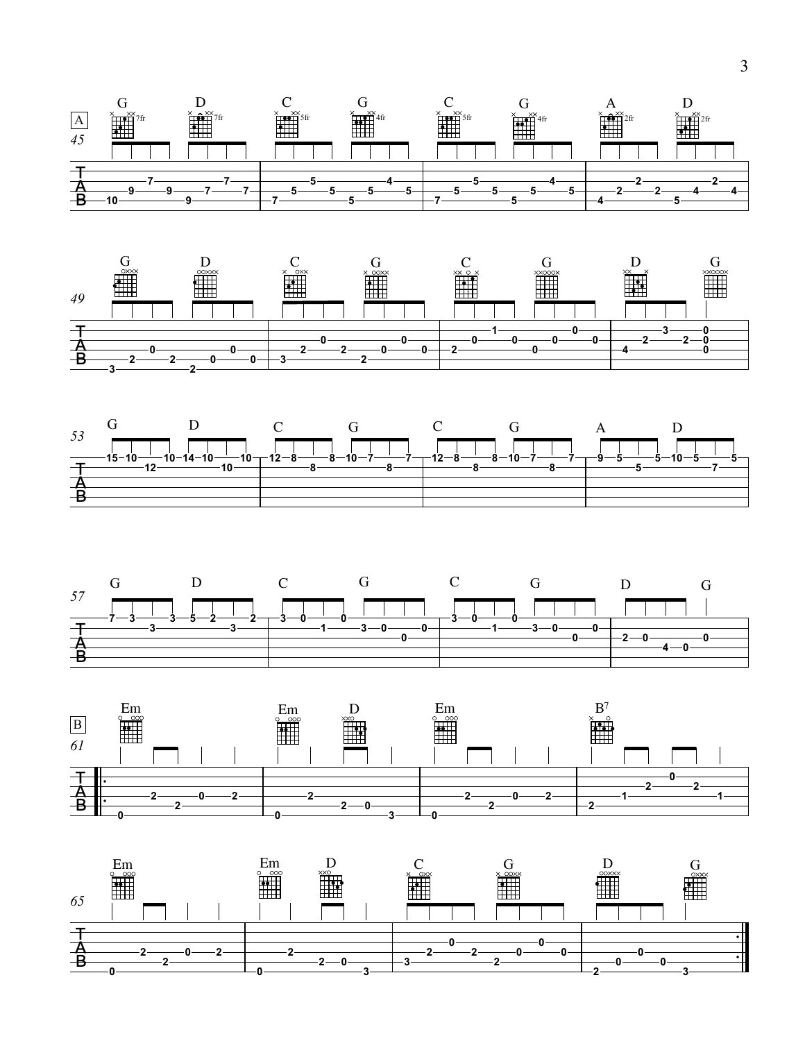A

45

G D C G C G A D

49

G D C G C G D G

53

G D C G C G A D

57

G D C G C G D G

B

61

Em Em D Em B7

65

Em Em D C G D G